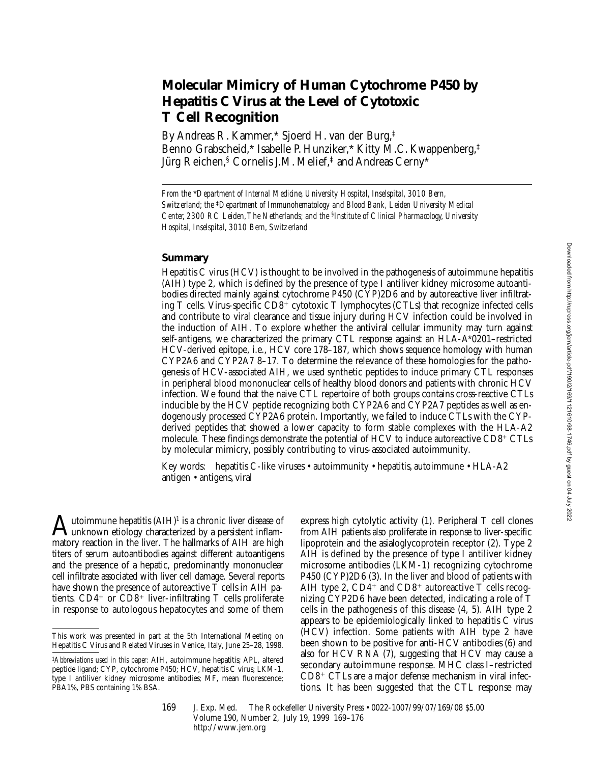# Molecular Mimicry of Human Cytochrome P450 by Hepatitis C Virus at the Level of Cytotoxic T Cell Recognition

By Andreas R. Kammer,* Sjoerd H. van der Burg,‡ Benno Grabscheid,* Isabelle P. Hunziker,* Kitty M.C. Kwappenberg,‡ Jürg Reichen,§ Cornelis J.M. Melief,‡ and Andreas Cerny*

*From the \*Department of Internal Medicine, University Hospital, Inselspital, 3010 Bern, Switzerland; the ‡Department of Immunohematology and Blood Bank, Leiden University Medical Center, 2300 RC Leiden, The Netherlands; and the §Institute of Clinical Pharmacology, University Hospital, Inselspital, 3010 Bern, Switzerland*

## Summary

Hepatitis C virus (HCV) is thought to be involved in the pathogenesis of autoimmune hepatitis (AIH) type 2, which is defined by the presence of type I antiliver kidney microsome autoantibodies directed mainly against cytochrome P450 (CYP)2D6 and by autoreactive liver infiltrating T cells. Virus-specific $CD8^+$ cytotoxic T lymphocytes (CTLs) that recognize infected cells and contribute to viral clearance and tissue injury during HCV infection could be involved in the induction of AIH. To explore whether the antiviral cellular immunity may turn against self-antigens, we characterized the primary CTL response against an HLA-A*0201–restricted HCV-derived epitope, i.e., HCV core 178–187, which shows sequence homology with human CYP2A6 and CYP2A7 8–17. To determine the relevance of these homologies for the pathogenesis of HCV-associated AIH, we used synthetic peptides to induce primary CTL responses in peripheral blood mononuclear cells of healthy blood donors and patients with chronic HCV infection. We found that the naive CTL repertoire of both groups contains cross-reactive CTLs inducible by the HCV peptide recognizing both CYP2A6 and CYP2A7 peptides as well as endogenously processed CYP2A6 protein. Importantly, we failed to induce CTLs with the CYP-derived peptides that showed a lower capacity to form stable complexes with the HLA-A2 molecule. These findings demonstrate the potential of HCV to induce autoreactive $CD8^+$ CTLs by molecular mimicry, possibly contributing to virus-associated autoimmunity.

Key words: hepatitis C-like viruses • autoimmunity • hepatitis, autoimmune • HLA-A2 antigen • antigens, viral

Autoimmune hepatitis (AIH)[1] is a chronic liver disease of unknown etiology characterized by a persistent inflammatory reaction in the liver. The hallmarks of AIH are high titers of serum autoantibodies against different autoantigens and the presence of a hepatic, predominantly mononuclear cell infiltrate associated with liver cell damage. Several reports have shown the presence of autoreactive T cells in AIH patients. $CD4^+$ or $CD8^+$ liver-infiltrating T cells proliferate in response to autologous hepatocytes and some of them express high cytolytic activity (1). Peripheral T cell clones from AIH patients also proliferate in response to liver-specific lipoprotein and the asialoglycoprotein receptor (2). Type 2 AIH is defined by the presence of type I antiliver kidney microsome antibodies (LKM-1) recognizing cytochrome P450 (CYP)2D6 (3). In the liver and blood of patients with AIH type 2, $CD4^+$ and $CD8^+$ autoreactive T cells recognizing CYP2D6 have been detected, indicating a role of T cells in the pathogenesis of this disease (4, 5). AIH type 2 appears to be epidemiologically linked to hepatitis C virus (HCV) infection. Some patients with AIH type 2 have been shown to be positive for anti-HCV antibodies (6) and also for HCV RNA (7), suggesting that HCV may cause a secondary autoimmune response. MHC class I–restricted $CD8^+$ CTLs are a major defense mechanism in viral infections. It has been suggested that the CTL response may

This work was presented in part at the 5th International Meeting on Hepatitis C Virus and Related Viruses in Venice, Italy, June 25–28, 1998.

[1] *Abbreviations used in this paper:* AIH, autoimmune hepatitis; APL, altered peptide ligand; CYP, cytochrome P450; HCV, hepatitis C virus; LKM-1, type I antiliver kidney microsome antibodies; MF, mean fluorescence; PBA1%, PBS containing 1% BSA.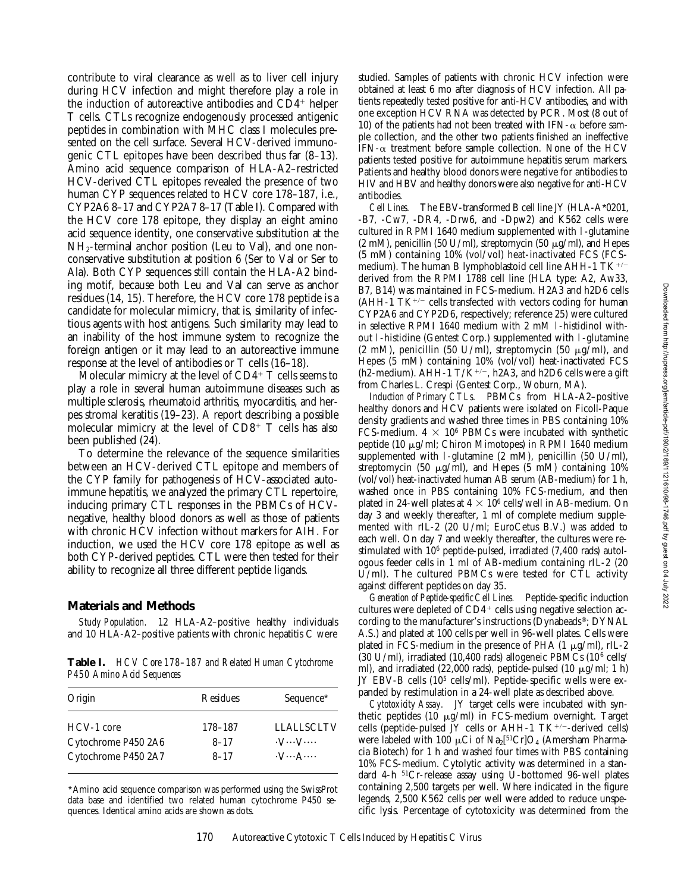contribute to viral clearance as well as to liver cell injury during HCV infection and might therefore play a role in the induction of autoreactive antibodies and $CD4^+$ helper T cells. CTLs recognize endogenously processed antigenic peptides in combination with MHC class I molecules presented on the cell surface. Several HCV-derived immunogenic CTL epitopes have been described thus far (8–13). Amino acid sequence comparison of HLA-A2–restricted HCV-derived CTL epitopes revealed the presence of two human CYP sequences related to HCV core 178–187, i.e., CYP2A6 8–17 and CYP2A7 8–17 (Table I). Compared with the HCV core 178 epitope, they display an eight amino acid sequence identity, one conservative substitution at the $NH_2$-terminal anchor position (Leu to Val), and one nonconservative substitution at position 6 (Ser to Val or Ser to Ala). Both CYP sequences still contain the HLA-A2 binding motif, because both Leu and Val can serve as anchor residues (14, 15). Therefore, the HCV core 178 peptide is a candidate for molecular mimicry, that is, similarity of infectious agents with host antigens. Such similarity may lead to an inability of the host immune system to recognize the foreign antigen or it may lead to an autoreactive immune response at the level of antibodies or T cells (16–18).

Molecular mimicry at the level of $CD4^+$ T cells seems to play a role in several human autoimmune diseases such as multiple sclerosis, rheumatoid arthritis, myocarditis, and herpes stromal keratitis (19–23). A report describing a possible molecular mimicry at the level of $CD8^+$ T cells has also been published (24).

To determine the relevance of the sequence similarities between an HCV-derived CTL epitope and members of the CYP family for pathogenesis of HCV-associated autoimmune hepatitis, we analyzed the primary CTL repertoire, inducing primary CTL responses in the PBMCs of HCV-negative, healthy blood donors as well as those of patients with chronic HCV infection without markers for AIH. For induction, we used the HCV core 178 epitope as well as both CYP-derived peptides. CTL were then tested for their ability to recognize all three different peptide ligands.

## Materials and Methods

*Study Population.* 12 HLA-A2–positive healthy individuals and 10 HLA-A2–positive patients with chronic hepatitis C were studied. Samples of patients with chronic HCV infection were obtained at least 6 mo after diagnosis of HCV infection. All patients repeatedly tested positive for anti-HCV antibodies, and with one exception HCV RNA was detected by PCR. Most (8 out of 10) of the patients had not been treated with IFN-α before sample collection, and the other two patients finished an ineffective IFN-α treatment before sample collection. None of the HCV patients tested positive for autoimmune hepatitis serum markers. Patients and healthy blood donors were negative for antibodies to HIV and HBV and healthy donors were also negative for anti-HCV antibodies.

*Cell Lines.* The EBV-transformed B cell line JY (HLA-A\*0201, -B7, -Cw7, -DR4, -Drw6, and -Dpw2) and K562 cells were cultured in RPMI 1640 medium supplemented with l-glutamine (2 mM), penicillin (50 U/ml), streptomycin (50 μg/ml), and Hepes (5 mM) containing 10% (vol/vol) heat-inactivated FCS (FCS-medium). The human B lymphoblastoid cell line AHH-1 $TK^{+/-}$ derived from the RPMI 1788 cell line (HLA type: A2, Aw33, B7, B14) was maintained in FCS-medium. H2A3 and h2D6 cells (AHH-1 $TK^{+/-}$ cells transfected with vectors coding for human CYP2A6 and CYP2D6, respectively; reference 25) were cultured in selective RPMI 1640 medium with 2 mM l-histidinol without l-histidine (Gentest Corp.) supplemented with l-glutamine (2 mM), penicillin (50 U/ml), streptomycin (50 μg/ml), and Hepes (5 mM) containing 10% (vol/vol) heat-inactivated FCS (h2-medium). AHH-1 $T/K^{+/-}$, h2A3, and h2D6 cells were a gift from Charles L. Crespi (Gentest Corp., Woburn, MA).

*Induction of Primary CTLs.* PBMCs from HLA-A2–positive healthy donors and HCV patients were isolated on Ficoll-Paque density gradients and washed three times in PBS containing 10% FCS-medium. $4 \times 10^6$ PBMCs were incubated with synthetic peptide (10 μg/ml; Chiron Mimotopes) in RPMI 1640 medium supplemented with l-glutamine (2 mM), penicillin (50 U/ml), streptomycin (50 μg/ml), and Hepes (5 mM) containing 10% (vol/vol) heat-inactivated human AB serum (AB-medium) for 1 h, washed once in PBS containing 10% FCS-medium, and then plated in 24-well plates at $4 \times 10^6$ cells/well in AB-medium. On day 3 and weekly thereafter, 1 ml of complete medium supplemented with rIL-2 (20 U/ml; EuroCetus B.V.) was added to each well. On day 7 and weekly thereafter, the cultures were restimulated with $10^6$ peptide-pulsed, irradiated (7,400 rads) autologous feeder cells in 1 ml of AB-medium containing rIL-2 (20 U/ml). The cultured PBMCs were tested for CTL activity against different peptides on day 35.

*Generation of Peptide-specific Cell Lines.* Peptide-specific induction cultures were depleted of $CD4^+$ cells using negative selection according to the manufacturer's instructions (Dynabeads®; DYNAL A.S.) and plated at 100 cells per well in 96-well plates. Cells were plated in FCS-medium in the presence of PHA (1 μg/ml), rIL-2 (30 U/ml), irradiated (10,400 rads) allogeneic PBMCs ($10^6$ cells/ml), and irradiated (22,000 rads), peptide-pulsed (10 μg/ml; 1 h) JY EBV-B cells ($10^5$ cells/ml). Peptide-specific wells were expanded by restimulation in a 24-well plate as described above.

*Cytotoxicity Assay.* JY target cells were incubated with synthetic peptides (10 μg/ml) in FCS-medium overnight. Target cells (peptide-pulsed JY cells or AHH-1 $TK^{+/-}$-derived cells) were labeled with 100 μCi of $Na_2[^{51}Cr]O_4$ (Amersham Pharmacia Biotech) for 1 h and washed four times with PBS containing 10% FCS-medium. Cytolytic activity was determined in a standard 4-h $^{51}$Cr-release assay using U-bottomed 96-well plates containing 2,500 targets per well. Where indicated in the figure legends, 2,500 K562 cells per well were added to reduce unspecific lysis. Percentage of cytotoxicity was determined from the

**Table I.** *HCV Core 178–187 and Related Human Cytochrome P450 Amino Acid Sequences*

| Origin | Residues | Sequence* |
|---|---|---|
| HCV-1 core | 178–187 | LLALLSCLTV |
| Cytochrome P450 2A6 | 8–17 | ·V···V···· |
| Cytochrome P450 2A7 | 8–17 | ·V···A···· |

*Amino acid sequence comparison was performed using the SwissProt data base and identified two related human cytochrome P450 sequences. Identical amino acids are shown as dots.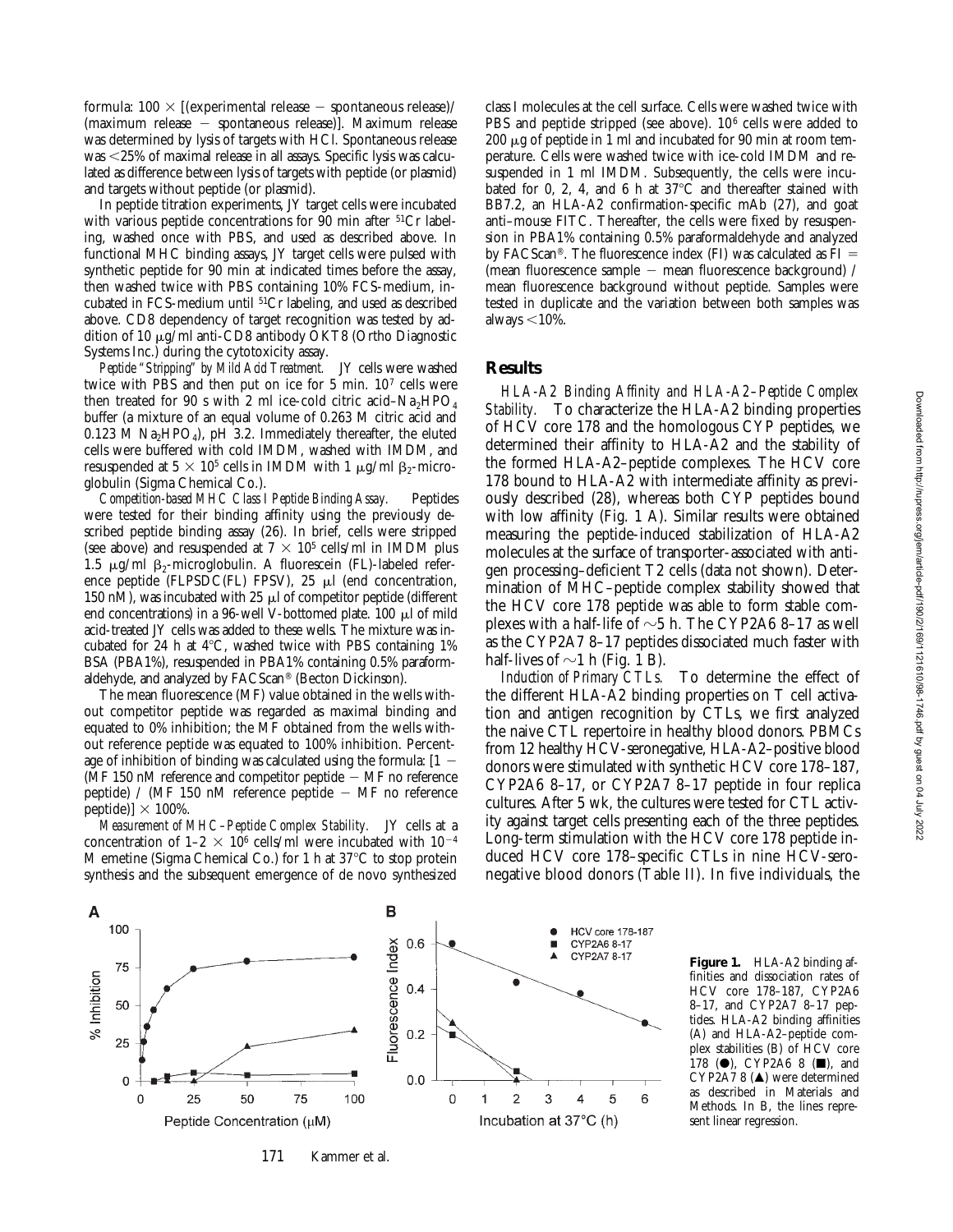formula: 100 × [(experimental release − spontaneous release)/(maximum release − spontaneous release)]. Maximum release was determined by lysis of targets with HCl. Spontaneous release was <25% of maximal release in all assays. Specific lysis was calculated as difference between lysis of targets with peptide (or plasmid) and targets without peptide (or plasmid).

In peptide titration experiments, JY target cells were incubated with various peptide concentrations for 90 min after $^{51}$Cr labeling, washed once with PBS, and used as described above. In functional MHC binding assays, JY target cells were pulsed with synthetic peptide for 90 min at indicated times before the assay, then washed twice with PBS containing 10% FCS-medium, incubated in FCS-medium until $^{51}$Cr labeling, and used as described above. CD8 dependency of target recognition was tested by addition of 10 μg/ml anti-CD8 antibody OKT8 (Ortho Diagnostic Systems Inc.) during the cytotoxicity assay.

*Peptide "Stripping" by Mild Acid Treatment.* JY cells were washed twice with PBS and then put on ice for 5 min. $10^7$ cells were then treated for 90 s with 2 ml ice-cold citric acid–$Na_2HPO_4$ buffer (a mixture of an equal volume of 0.263 M citric acid and 0.123 M $Na_2HPO_4$), pH 3.2. Immediately thereafter, the eluted cells were buffered with cold IMDM, washed with IMDM, and resuspended at $5 \times 10^5$ cells in IMDM with 1 μg/ml $\beta_2$-microglobulin (Sigma Chemical Co.).

*Competition-based MHC Class I Peptide Binding Assay.* Peptides were tested for their binding affinity using the previously described peptide binding assay (26). In brief, cells were stripped (see above) and resuspended at $7 \times 10^5$ cells/ml in IMDM plus 1.5 μg/ml $\beta_2$-microglobulin. A fluorescein (FL)-labeled reference peptide (FLPSDC(FL) FPSV), 25 μl (end concentration, 150 nM), was incubated with 25 μl of competitor peptide (different end concentrations) in a 96-well V-bottomed plate. 100 μl of mild acid-treated JY cells was added to these wells. The mixture was incubated for 24 h at 4°C, washed twice with PBS containing 1% BSA (PBA1%), resuspended in PBA1% containing 0.5% paraformaldehyde, and analyzed by FACScan® (Becton Dickinson).

The mean fluorescence (MF) value obtained in the wells without competitor peptide was regarded as maximal binding and equated to 0% inhibition; the MF obtained from the wells without reference peptide was equated to 100% inhibition. Percentage of inhibition of binding was calculated using the formula: [1 − (MF 150 nM reference and competitor peptide − MF no reference peptide) / (MF 150 nM reference peptide − MF no reference peptide)] × 100%.

*Measurement of MHC–Peptide Complex Stability.* JY cells at a concentration of 1–2 × $10^6$ cells/ml were incubated with $10^{-4}$ M emetine (Sigma Chemical Co.) for 1 h at 37°C to stop protein synthesis and the subsequent emergence of de novo synthesized class I molecules at the cell surface. Cells were washed twice with PBS and peptide stripped (see above). $10^6$ cells were added to 200 μg of peptide in 1 ml and incubated for 90 min at room temperature. Cells were washed twice with ice-cold IMDM and resuspended in 1 ml IMDM. Subsequently, the cells were incubated for 0, 2, 4, and 6 h at 37°C and thereafter stained with BB7.2, an HLA-A2 confirmation-specific mAb (27), and goat anti–mouse FITC. Thereafter, the cells were fixed by resuspension in PBA1% containing 0.5% paraformaldehyde and analyzed by FACScan®. The fluorescence index (FI) was calculated as FI = (mean fluorescence sample − mean fluorescence background) / mean fluorescence background without peptide. Samples were tested in duplicate and the variation between both samples was always <10%.

## Results

*HLA-A2 Binding Affinity and HLA-A2–Peptide Complex Stability.* To characterize the HLA-A2 binding properties of HCV core 178 and the homologous CYP peptides, we determined their affinity to HLA-A2 and the stability of the formed HLA-A2–peptide complexes. The HCV core 178 bound to HLA-A2 with intermediate affinity as previously described (28), whereas both CYP peptides bound with low affinity (Fig. 1 A). Similar results were obtained measuring the peptide-induced stabilization of HLA-A2 molecules at the surface of transporter-associated with antigen processing–deficient T2 cells (data not shown). Determination of MHC–peptide complex stability showed that the HCV core 178 peptide was able to form stable complexes with a half-life of ∼5 h. The CYP2A6 8–17 as well as the CYP2A7 8–17 peptides dissociated much faster with half-lives of ∼1 h (Fig. 1 B).

*Induction of Primary CTLs.* To determine the effect of the different HLA-A2 binding properties on T cell activation and antigen recognition by CTLs, we first analyzed the naive CTL repertoire in healthy blood donors. PBMCs from 12 healthy HCV-seronegative, HLA-A2–positive blood donors were stimulated with synthetic HCV core 178–187, CYP2A6 8–17, or CYP2A7 8–17 peptide in four replica cultures. After 5 wk, the cultures were tested for CTL activity against target cells presenting each of the three peptides. Long-term stimulation with the HCV core 178 peptide induced HCV core 178–specific CTLs in nine HCV-seronegative blood donors (Table II). In five individuals, the

**Figure 1.** HLA-A2 binding affinities and dissociation rates of HCV core 178–187, CYP2A6 8–17, and CYP2A7 8–17 peptides. HLA-A2 binding affinities (A) and HLA-A2–peptide complex stabilities (B) of HCV core 178 (●), CYP2A6 8 (■), and CYP2A7 8 (▲) were determined as described in Materials and Methods. In B, the lines represent linear regression.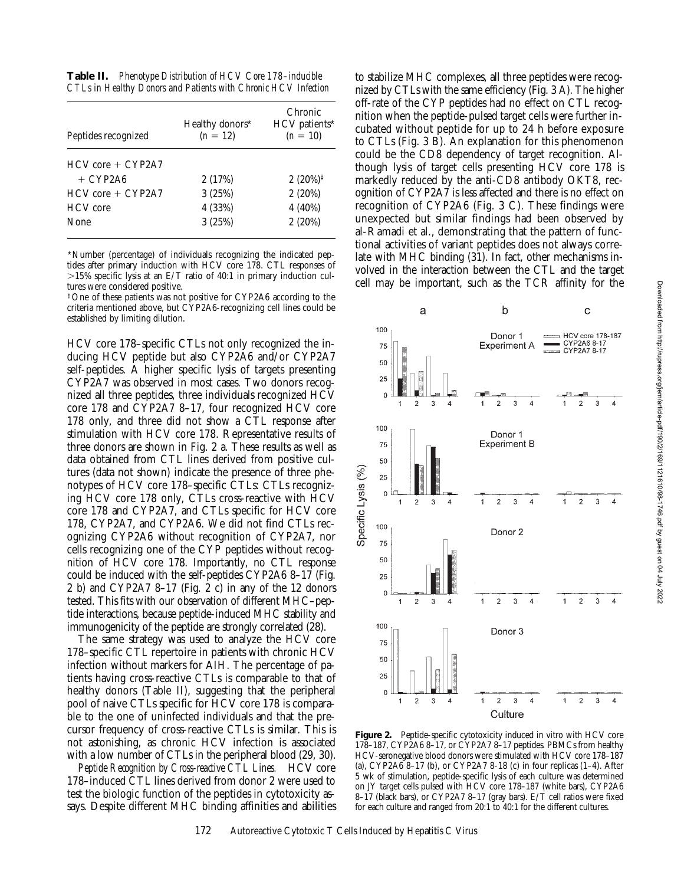**Table II.** *Phenotype Distribution of HCV Core 178–inducible CTLs in Healthy Donors and Patients with Chronic HCV Infection*

| Peptides recognized | Healthy donors* (n = 12) | Chronic HCV patients* (n = 10) |
|---|---|---|
| HCV core + CYP2A7 + CYP2A6 | 2 (17%) | 2 (20%)‡ |
| HCV core + CYP2A7 | 3 (25%) | 2 (20%) |
| HCV core | 4 (33%) | 4 (40%) |
| None | 3 (25%) | 2 (20%) |

*Number (percentage) of individuals recognizing the indicated peptides after primary induction with HCV core 178. CTL responses of >15% specific lysis at an E/T ratio of 40:1 in primary induction cultures were considered positive.

‡One of these patients was not positive for CYP2A6 according to the criteria mentioned above, but CYP2A6-recognizing cell lines could be established by limiting dilution.

HCV core 178–specific CTLs not only recognized the inducing HCV peptide but also CYP2A6 and/or CYP2A7 self-peptides. A higher specific lysis of targets presenting CYP2A7 was observed in most cases. Two donors recognized all three peptides, three individuals recognized HCV core 178 and CYP2A7 8–17, four recognized HCV core 178 only, and three did not show a CTL response after stimulation with HCV core 178. Representative results of three donors are shown in Fig. 2 a. These results as well as data obtained from CTL lines derived from positive cultures (data not shown) indicate the presence of three phenotypes of HCV core 178–specific CTLs: CTLs recognizing HCV core 178 only, CTLs cross-reactive with HCV core 178 and CYP2A7, and CTLs specific for HCV core 178, CYP2A7, and CYP2A6. We did not find CTLs recognizing CYP2A6 without recognition of CYP2A7, nor cells recognizing one of the CYP peptides without recognition of HCV core 178. Importantly, no CTL response could be induced with the self-peptides CYP2A6 8–17 (Fig. 2 b) and CYP2A7 8–17 (Fig. 2 c) in any of the 12 donors tested. This fits with our observation of different MHC–peptide interactions, because peptide-induced MHC stability and immunogenicity of the peptide are strongly correlated (28).

The same strategy was used to analyze the HCV core 178–specific CTL repertoire in patients with chronic HCV infection without markers for AIH. The percentage of patients having cross-reactive CTLs is comparable to that of healthy donors (Table II), suggesting that the peripheral pool of naive CTLs specific for HCV core 178 is comparable to the one of uninfected individuals and that the precursor frequency of cross-reactive CTLs is similar. This is not astonishing, as chronic HCV infection is associated with a low number of CTLs in the peripheral blood (29, 30).

*Peptide Recognition by Cross-reactive CTL Lines.* HCV core 178–induced CTL lines derived from donor 2 were used to test the biologic function of the peptides in cytotoxicity assays. Despite different MHC binding affinities and abilities to stabilize MHC complexes, all three peptides were recognized by CTLs with the same efficiency (Fig. 3 A). The higher off-rate of the CYP peptides had no effect on CTL recognition when the peptide-pulsed target cells were further incubated without peptide for up to 24 h before exposure to CTLs (Fig. 3 B). An explanation for this phenomenon could be the CD8 dependency of target recognition. Although lysis of target cells presenting HCV core 178 is markedly reduced by the anti-CD8 antibody OKT8, recognition of CYP2A7 is less affected and there is no effect on recognition of CYP2A6 (Fig. 3 C). These findings were unexpected but similar findings had been observed by al-Ramadi et al., demonstrating that the pattern of functional activities of variant peptides does not always correlate with MHC binding (31). In fact, other mechanisms involved in the interaction between the CTL and the target cell may be important, such as the TCR affinity for the

**Figure 2.** Peptide-specific cytotoxicity induced in vitro with HCV core 178–187, CYP2A6 8–17, or CYP2A7 8–17 peptides. PBMCs from healthy HCV-seronegative blood donors were stimulated with HCV core 178–187 (a), CYP2A6 8–17 (b), or CYP2A7 8-18 (c) in four replicas (1–4). After 5 wk of stimulation, peptide-specific lysis of each culture was determined on JY target cells pulsed with HCV core 178–187 (white bars), CYP2A6 8–17 (black bars), or CYP2A7 8–17 (gray bars). E/T cell ratios were fixed for each culture and ranged from 20:1 to 40:1 for the different cultures.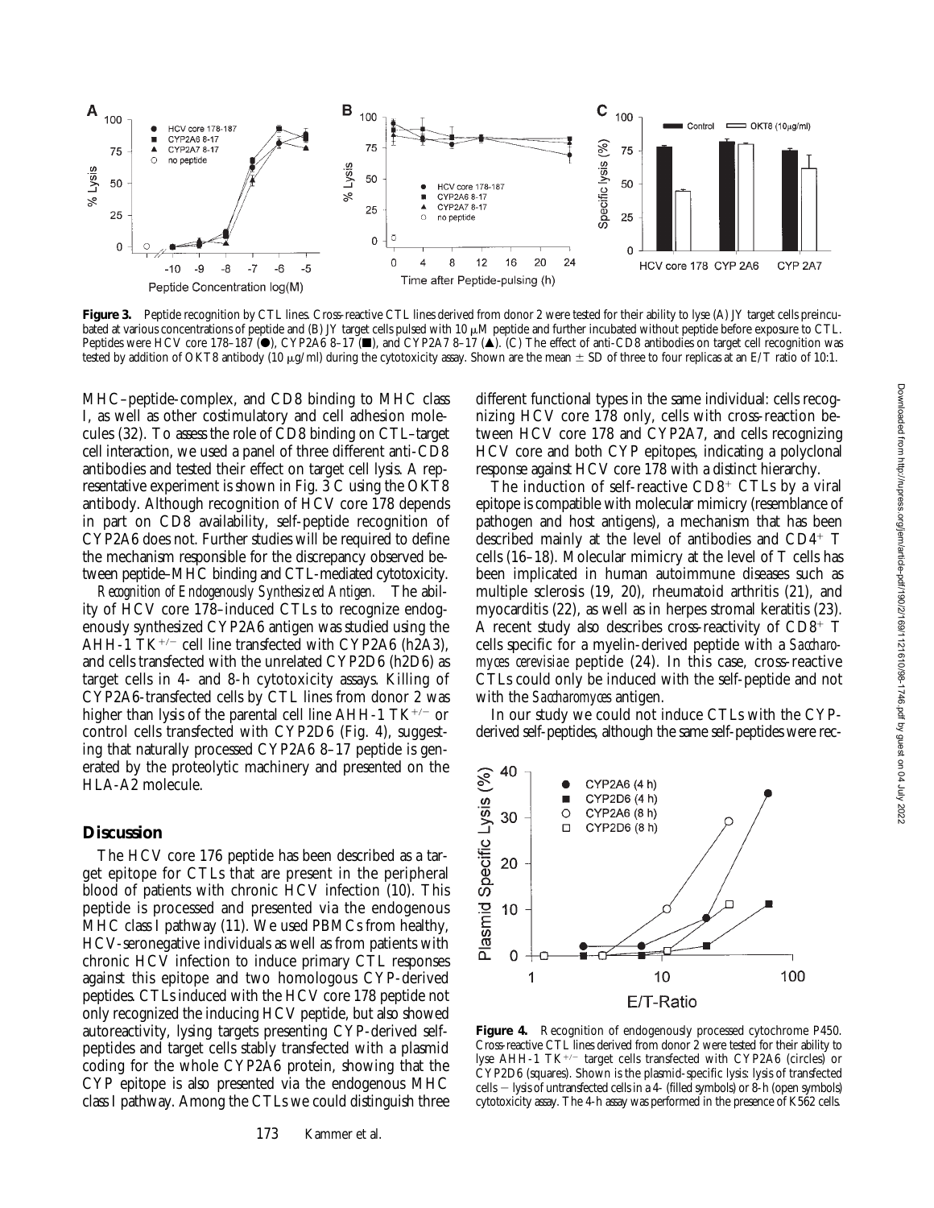**Figure 3.** Peptide recognition by CTL lines. Cross-reactive CTL lines derived from donor 2 were tested for their ability to lyse (A) JY target cells preincubated at various concentrations of peptide and (B) JY target cells pulsed with 10 μM peptide and further incubated without peptide before exposure to CTL. Peptides were HCV core 178–187 (●), CYP2A6 8–17 (■), and CYP2A7 8–17 (▲). (C) The effect of anti-CD8 antibodies on target cell recognition was tested by addition of OKT8 antibody (10 μg/ml) during the cytotoxicity assay. Shown are the mean ± SD of three to four replicas at an E/T ratio of 10:1.

MHC–peptide-complex, and CD8 binding to MHC class I, as well as other costimulatory and cell adhesion molecules (32). To assess the role of CD8 binding on CTL–target cell interaction, we used a panel of three different anti-CD8 antibodies and tested their effect on target cell lysis. A representative experiment is shown in Fig. 3 C using the OKT8 antibody. Although recognition of HCV core 178 depends in part on CD8 availability, self-peptide recognition of CYP2A6 does not. Further studies will be required to define the mechanism responsible for the discrepancy observed between peptide–MHC binding and CTL-mediated cytotoxicity.

*Recognition of Endogenously Synthesized Antigen.* The ability of HCV core 178–induced CTLs to recognize endogenously synthesized CYP2A6 antigen was studied using the AHH-1 TK$^{+/-}$ cell line transfected with CYP2A6 (h2A3), and cells transfected with the unrelated CYP2D6 (h2D6) as target cells in 4- and 8-h cytotoxicity assays. Killing of CYP2A6-transfected cells by CTL lines from donor 2 was higher than lysis of the parental cell line AHH-1 TK$^{+/-}$ or control cells transfected with CYP2D6 (Fig. 4), suggesting that naturally processed CYP2A6 8–17 peptide is generated by the proteolytic machinery and presented on the HLA-A2 molecule.

## Discussion

The HCV core 176 peptide has been described as a target epitope for CTLs that are present in the peripheral blood of patients with chronic HCV infection (10). This peptide is processed and presented via the endogenous MHC class I pathway (11). We used PBMCs from healthy, HCV-seronegative individuals as well as from patients with chronic HCV infection to induce primary CTL responses against this epitope and two homologous CYP-derived peptides. CTLs induced with the HCV core 178 peptide not only recognized the inducing HCV peptide, but also showed autoreactivity, lysing targets presenting CYP-derived self-peptides and target cells stably transfected with a plasmid coding for the whole CYP2A6 protein, showing that the CYP epitope is also presented via the endogenous MHC class I pathway. Among the CTLs we could distinguish three different functional types in the same individual: cells recognizing HCV core 178 only, cells with cross-reaction between HCV core 178 and CYP2A7, and cells recognizing HCV core and both CYP epitopes, indicating a polyclonal response against HCV core 178 with a distinct hierarchy.

The induction of self-reactive CD8$^+$ CTLs by a viral epitope is compatible with molecular mimicry (resemblance of pathogen and host antigens), a mechanism that has been described mainly at the level of antibodies and CD4$^+$ T cells (16–18). Molecular mimicry at the level of T cells has been implicated in human autoimmune diseases such as multiple sclerosis (19, 20), rheumatoid arthritis (21), and myocarditis (22), as well as in herpes stromal keratitis (23). A recent study also describes cross-reactivity of CD8$^+$ T cells specific for a myelin-derived peptide with a *Saccharomyces cerevisiae* peptide (24). In this case, cross-reactive CTLs could only be induced with the self-peptide and not with the *Saccharomyces* antigen.

In our study we could not induce CTLs with the CYP-derived self-peptides, although the same self-peptides were rec-

**Figure 4.** Recognition of endogenously processed cytochrome P450. Cross-reactive CTL lines derived from donor 2 were tested for their ability to lyse AHH-1 TK$^{+/-}$ target cells transfected with CYP2A6 (circles) or CYP2D6 (squares). Shown is the plasmid-specific lysis: lysis of transfected cells − lysis of untransfected cells in a 4- (filled symbols) or 8-h (open symbols) cytotoxicity assay. The 4-h assay was performed in the presence of K562 cells.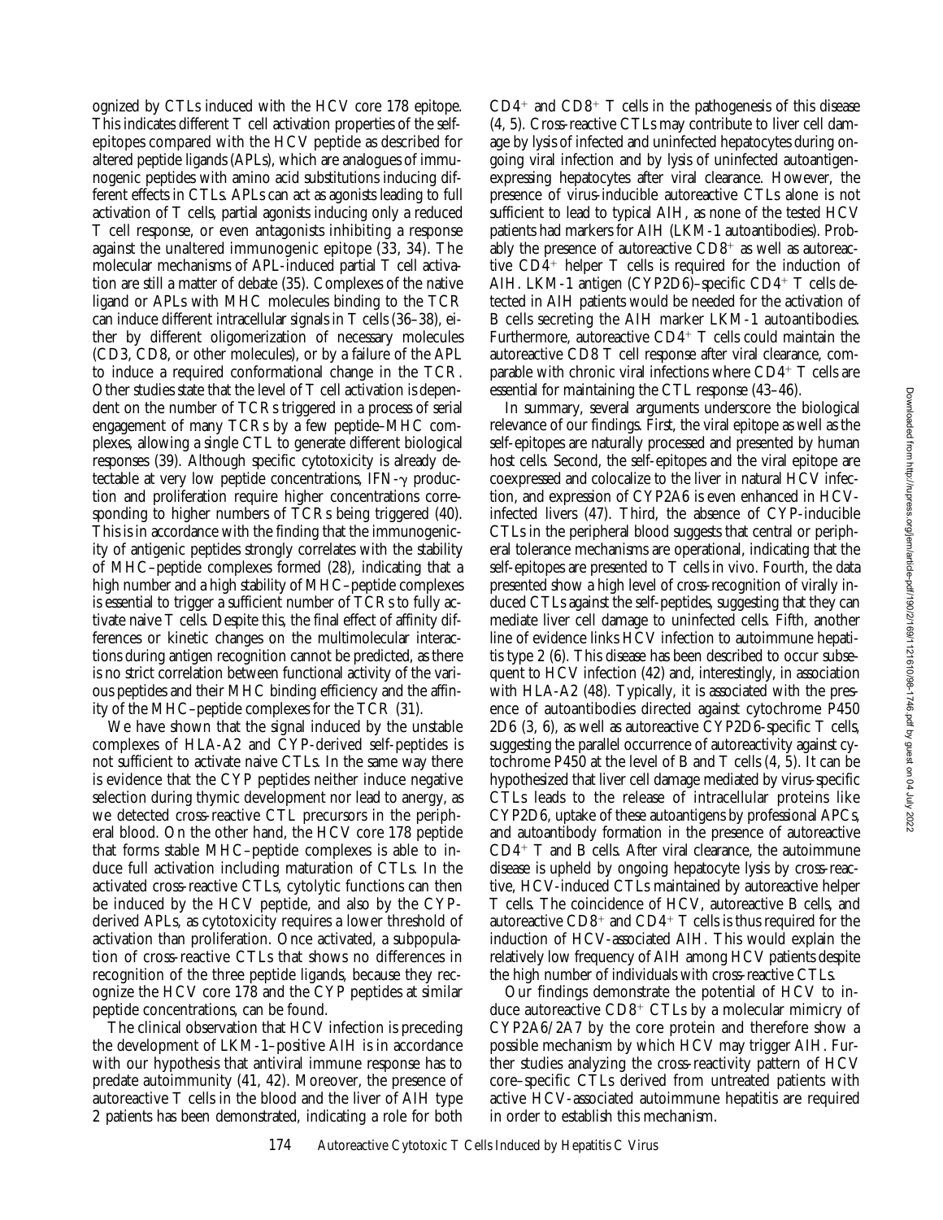ognized by CTLs induced with the HCV core 178 epitope. This indicates different T cell activation properties of the self-epitopes compared with the HCV peptide as described for altered peptide ligands (APLs), which are analogues of immunogenic peptides with amino acid substitutions inducing different effects in CTLs. APLs can act as agonists leading to full activation of T cells, partial agonists inducing only a reduced T cell response, or even antagonists inhibiting a response against the unaltered immunogenic epitope (33, 34). The molecular mechanisms of APL-induced partial T cell activation are still a matter of debate (35). Complexes of the native ligand or APLs with MHC molecules binding to the TCR can induce different intracellular signals in T cells (36–38), either by different oligomerization of necessary molecules (CD3, CD8, or other molecules), or by a failure of the APL to induce a required conformational change in the TCR. Other studies state that the level of T cell activation is dependent on the number of TCRs triggered in a process of serial engagement of many TCRs by a few peptide–MHC complexes, allowing a single CTL to generate different biological responses (39). Although specific cytotoxicity is already detectable at very low peptide concentrations, IFN-$\gamma$ production and proliferation require higher concentrations corresponding to higher numbers of TCRs being triggered (40). This is in accordance with the finding that the immunogenicity of antigenic peptides strongly correlates with the stability of MHC–peptide complexes formed (28), indicating that a high number and a high stability of MHC–peptide complexes is essential to trigger a sufficient number of TCRs to fully activate naive T cells. Despite this, the final effect of affinity differences or kinetic changes on the multimolecular interactions during antigen recognition cannot be predicted, as there is no strict correlation between functional activity of the various peptides and their MHC binding efficiency and the affinity of the MHC–peptide complexes for the TCR (31).

We have shown that the signal induced by the unstable complexes of HLA-A2 and CYP-derived self-peptides is not sufficient to activate naive CTLs. In the same way there is evidence that the CYP peptides neither induce negative selection during thymic development nor lead to anergy, as we detected cross-reactive CTL precursors in the peripheral blood. On the other hand, the HCV core 178 peptide that forms stable MHC–peptide complexes is able to induce full activation including maturation of CTLs. In the activated cross-reactive CTLs, cytolytic functions can then be induced by the HCV peptide, and also by the CYP-derived APLs, as cytotoxicity requires a lower threshold of activation than proliferation. Once activated, a subpopulation of cross-reactive CTLs that shows no differences in recognition of the three peptide ligands, because they recognize the HCV core 178 and the CYP peptides at similar peptide concentrations, can be found.

The clinical observation that HCV infection is preceding the development of LKM-1–positive AIH is in accordance with our hypothesis that antiviral immune response has to predate autoimmunity (41, 42). Moreover, the presence of autoreactive T cells in the blood and the liver of AIH type 2 patients has been demonstrated, indicating a role for both $CD4^+$ and $CD8^+$ T cells in the pathogenesis of this disease (4, 5). Cross-reactive CTLs may contribute to liver cell damage by lysis of infected and uninfected hepatocytes during ongoing viral infection and by lysis of uninfected autoantigen-expressing hepatocytes after viral clearance. However, the presence of virus-inducible autoreactive CTLs alone is not sufficient to lead to typical AIH, as none of the tested HCV patients had markers for AIH (LKM-1 autoantibodies). Probably the presence of autoreactive $CD8^+$ as well as autoreactive $CD4^+$ helper T cells is required for the induction of AIH. LKM-1 antigen (CYP2D6)–specific $CD4^+$ T cells detected in AIH patients would be needed for the activation of B cells secreting the AIH marker LKM-1 autoantibodies. Furthermore, autoreactive $CD4^+$ T cells could maintain the autoreactive CD8 T cell response after viral clearance, comparable with chronic viral infections where $CD4^+$ T cells are essential for maintaining the CTL response (43–46).

In summary, several arguments underscore the biological relevance of our findings. First, the viral epitope as well as the self-epitopes are naturally processed and presented by human host cells. Second, the self-epitopes and the viral epitope are coexpressed and colocalize to the liver in natural HCV infection, and expression of CYP2A6 is even enhanced in HCV-infected livers (47). Third, the absence of CYP-inducible CTLs in the peripheral blood suggests that central or peripheral tolerance mechanisms are operational, indicating that the self-epitopes are presented to T cells in vivo. Fourth, the data presented show a high level of cross-recognition of virally induced CTLs against the self-peptides, suggesting that they can mediate liver cell damage to uninfected cells. Fifth, another line of evidence links HCV infection to autoimmune hepatitis type 2 (6). This disease has been described to occur subsequent to HCV infection (42) and, interestingly, in association with HLA-A2 (48). Typically, it is associated with the presence of autoantibodies directed against cytochrome P450 2D6 (3, 6), as well as autoreactive CYP2D6-specific T cells, suggesting the parallel occurrence of autoreactivity against cytochrome P450 at the level of B and T cells (4, 5). It can be hypothesized that liver cell damage mediated by virus-specific CTLs leads to the release of intracellular proteins like CYP2D6, uptake of these autoantigens by professional APCs, and autoantibody formation in the presence of autoreactive $CD4^+$ T and B cells. After viral clearance, the autoimmune disease is upheld by ongoing hepatocyte lysis by cross-reactive, HCV-induced CTLs maintained by autoreactive helper T cells. The coincidence of HCV, autoreactive B cells, and autoreactive $CD8^+$ and $CD4^+$ T cells is thus required for the induction of HCV-associated AIH. This would explain the relatively low frequency of AIH among HCV patients despite the high number of individuals with cross-reactive CTLs.

Our findings demonstrate the potential of HCV to induce autoreactive $CD8^+$ CTLs by a molecular mimicry of CYP2A6/2A7 by the core protein and therefore show a possible mechanism by which HCV may trigger AIH. Further studies analyzing the cross-reactivity pattern of HCV core–specific CTLs derived from untreated patients with active HCV-associated autoimmune hepatitis are required in order to establish this mechanism.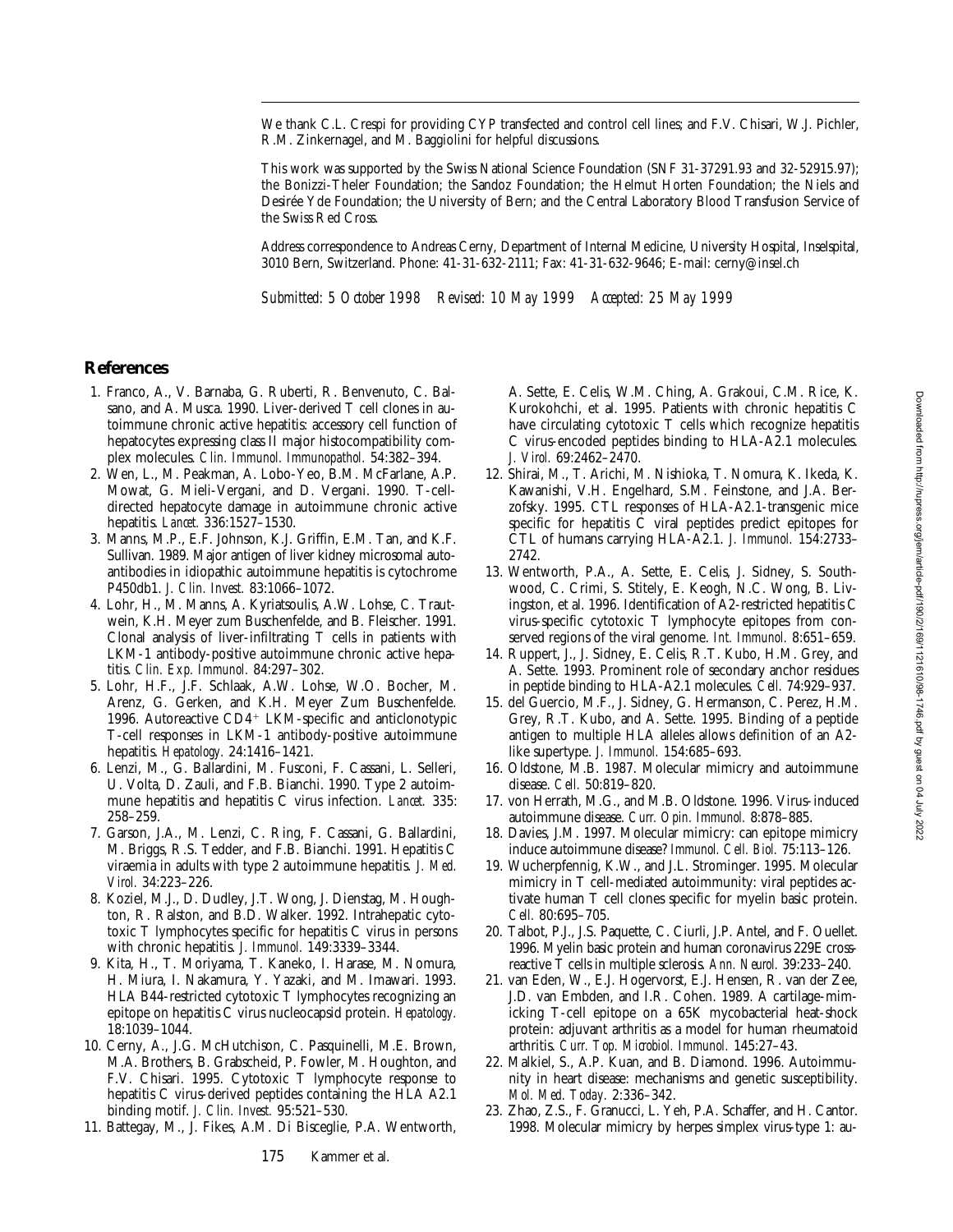We thank C.L. Crespi for providing CYP transfected and control cell lines; and F.V. Chisari, W.J. Pichler, R.M. Zinkernagel, and M. Baggiolini for helpful discussions.

This work was supported by the Swiss National Science Foundation (SNF 31-37291.93 and 32-52915.97); the Bonizzi-Theler Foundation; the Sandoz Foundation; the Helmut Horten Foundation; the Niels and Desirée Yde Foundation; the University of Bern; and the Central Laboratory Blood Transfusion Service of the Swiss Red Cross.

Address correspondence to Andreas Cerny, Department of Internal Medicine, University Hospital, Inselspital, 3010 Bern, Switzerland. Phone: 41-31-632-2111; Fax: 41-31-632-9646; E-mail: cerny@insel.ch

*Submitted: 5 October 1998 Revised: 10 May 1999 Accepted: 25 May 1999*

## References

1. Franco, A., V. Barnaba, G. Ruberti, R. Benvenuto, C. Balsano, and A. Musca. 1990. Liver-derived T cell clones in autoimmune chronic active hepatitis: accessory cell function of hepatocytes expressing class II major histocompatibility complex molecules. *Clin. Immunol. Immunopathol.* 54:382–394.
2. Wen, L., M. Peakman, A. Lobo-Yeo, B.M. McFarlane, A.P. Mowat, G. Mieli-Vergani, and D. Vergani. 1990. T-cell-directed hepatocyte damage in autoimmune chronic active hepatitis. *Lancet.* 336:1527–1530.
3. Manns, M.P., E.F. Johnson, K.J. Griffin, E.M. Tan, and K.F. Sullivan. 1989. Major antigen of liver kidney microsomal autoantibodies in idiopathic autoimmune hepatitis is cytochrome P450db1. *J. Clin. Invest.* 83:1066–1072.
4. Lohr, H., M. Manns, A. Kyriatsoulis, A.W. Lohse, C. Trautwein, K.H. Meyer zum Buschenfelde, and B. Fleischer. 1991. Clonal analysis of liver-infiltrating T cells in patients with LKM-1 antibody-positive autoimmune chronic active hepatitis. *Clin. Exp. Immunol.* 84:297–302.
5. Lohr, H.F., J.F. Schlaak, A.W. Lohse, W.O. Bocher, M. Arenz, G. Gerken, and K.H. Meyer Zum Buschenfelde. 1996. Autoreactive CD4+ LKM-specific and anticlonotypic T-cell responses in LKM-1 antibody-positive autoimmune hepatitis. *Hepatology.* 24:1416–1421.
6. Lenzi, M., G. Ballardini, M. Fusconi, F. Cassani, L. Selleri, U. Volta, D. Zauli, and F.B. Bianchi. 1990. Type 2 autoimmune hepatitis and hepatitis C virus infection. *Lancet.* 335: 258–259.
7. Garson, J.A., M. Lenzi, C. Ring, F. Cassani, G. Ballardini, M. Briggs, R.S. Tedder, and F.B. Bianchi. 1991. Hepatitis C viraemia in adults with type 2 autoimmune hepatitis. *J. Med. Virol.* 34:223–226.
8. Koziel, M.J., D. Dudley, J.T. Wong, J. Dienstag, M. Houghton, R. Ralston, and B.D. Walker. 1992. Intrahepatic cytotoxic T lymphocytes specific for hepatitis C virus in persons with chronic hepatitis. *J. Immunol.* 149:3339–3344.
9. Kita, H., T. Moriyama, T. Kaneko, I. Harase, M. Nomura, H. Miura, I. Nakamura, Y. Yazaki, and M. Imawari. 1993. HLA B44-restricted cytotoxic T lymphocytes recognizing an epitope on hepatitis C virus nucleocapsid protein. *Hepatology.* 18:1039–1044.
10. Cerny, A., J.G. McHutchison, C. Pasquinelli, M.E. Brown, M.A. Brothers, B. Grabscheid, P. Fowler, M. Houghton, and F.V. Chisari. 1995. Cytotoxic T lymphocyte response to hepatitis C virus-derived peptides containing the HLA A2.1 binding motif. *J. Clin. Invest.* 95:521–530.
11. Battegay, M., J. Fikes, A.M. Di Bisceglie, P.A. Wentworth, A. Sette, E. Celis, W.M. Ching, A. Grakoui, C.M. Rice, K. Kurokohchi, et al. 1995. Patients with chronic hepatitis C have circulating cytotoxic T cells which recognize hepatitis C virus-encoded peptides binding to HLA-A2.1 molecules. *J. Virol.* 69:2462–2470.
12. Shirai, M., T. Arichi, M. Nishioka, T. Nomura, K. Ikeda, K. Kawanishi, V.H. Engelhard, S.M. Feinstone, and J.A. Berzofsky. 1995. CTL responses of HLA-A2.1-transgenic mice specific for hepatitis C viral peptides predict epitopes for CTL of humans carrying HLA-A2.1. *J. Immunol.* 154:2733–2742.
13. Wentworth, P.A., A. Sette, E. Celis, J. Sidney, S. Southwood, C. Crimi, S. Stitely, E. Keogh, N.C. Wong, B. Livingston, et al. 1996. Identification of A2-restricted hepatitis C virus-specific cytotoxic T lymphocyte epitopes from conserved regions of the viral genome. *Int. Immunol.* 8:651–659.
14. Ruppert, J., J. Sidney, E. Celis, R.T. Kubo, H.M. Grey, and A. Sette. 1993. Prominent role of secondary anchor residues in peptide binding to HLA-A2.1 molecules. *Cell.* 74:929–937.
15. del Guercio, M.F., J. Sidney, G. Hermanson, C. Perez, H.M. Grey, R.T. Kubo, and A. Sette. 1995. Binding of a peptide antigen to multiple HLA alleles allows definition of an A2-like supertype. *J. Immunol.* 154:685–693.
16. Oldstone, M.B. 1987. Molecular mimicry and autoimmune disease. *Cell.* 50:819–820.
17. von Herrath, M.G., and M.B. Oldstone. 1996. Virus-induced autoimmune disease. *Curr. Opin. Immunol.* 8:878–885.
18. Davies, J.M. 1997. Molecular mimicry: can epitope mimicry induce autoimmune disease? *Immunol. Cell. Biol.* 75:113–126.
19. Wucherpfennig, K.W., and J.L. Strominger. 1995. Molecular mimicry in T cell-mediated autoimmunity: viral peptides activate human T cell clones specific for myelin basic protein. *Cell.* 80:695–705.
20. Talbot, P.J., J.S. Paquette, C. Ciurli, J.P. Antel, and F. Ouellet. 1996. Myelin basic protein and human coronavirus 229E cross-reactive T cells in multiple sclerosis. *Ann. Neurol.* 39:233–240.
21. van Eden, W., E.J. Hogervorst, E.J. Hensen, R. van der Zee, J.D. van Embden, and I.R. Cohen. 1989. A cartilage-mimicking T-cell epitope on a 65K mycobacterial heat-shock protein: adjuvant arthritis as a model for human rheumatoid arthritis. *Curr. Top. Microbiol. Immunol.* 145:27–43.
22. Malkiel, S., A.P. Kuan, and B. Diamond. 1996. Autoimmunity in heart disease: mechanisms and genetic susceptibility. *Mol. Med. Today.* 2:336–342.
23. Zhao, Z.S., F. Granucci, L. Yeh, P.A. Schaffer, and H. Cantor. 1998. Molecular mimicry by herpes simplex virus-type 1: au-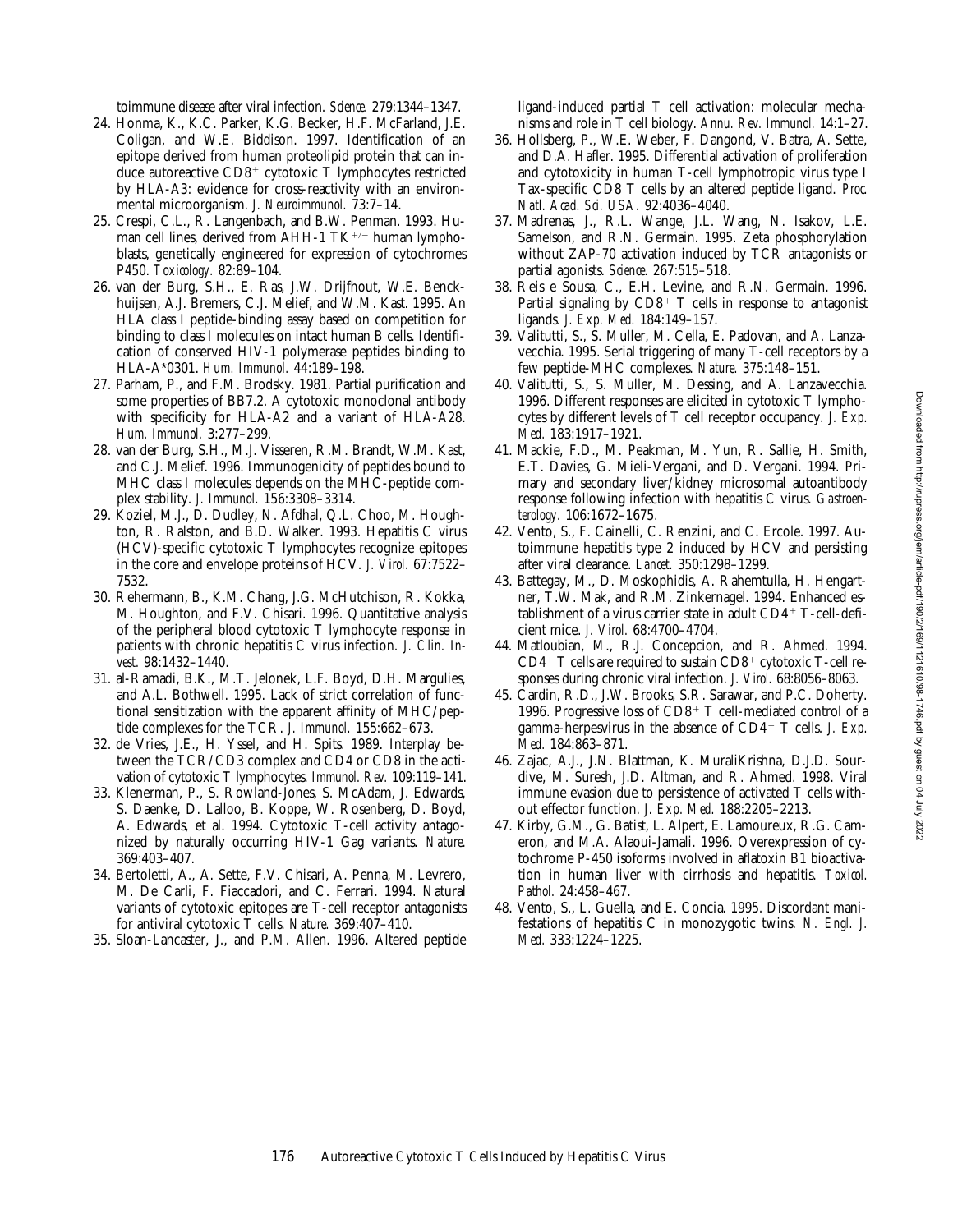toimmune disease after viral infection. *Science.* 279:1344–1347.

24. Honma, K., K.C. Parker, K.G. Becker, H.F. McFarland, J.E. Coligan, and W.E. Biddison. 1997. Identification of an epitope derived from human proteolipid protein that can induce autoreactive $CD8^+$ cytotoxic T lymphocytes restricted by HLA-A3: evidence for cross-reactivity with an environmental microorganism. *J. Neuroimmunol.* 73:7–14.
25. Crespi, C.L., R. Langenbach, and B.W. Penman. 1993. Human cell lines, derived from AHH-1 $TK^{+/-}$ human lymphoblasts, genetically engineered for expression of cytochromes P450. *Toxicology.* 82:89–104.
26. van der Burg, S.H., E. Ras, J.W. Drijfhout, W.E. Benckhuijsen, A.J. Bremers, C.J. Melief, and W.M. Kast. 1995. An HLA class I peptide-binding assay based on competition for binding to class I molecules on intact human B cells. Identification of conserved HIV-1 polymerase peptides binding to HLA-A*0301. *Hum. Immunol.* 44:189–198.
27. Parham, P., and F.M. Brodsky. 1981. Partial purification and some properties of BB7.2. A cytotoxic monoclonal antibody with specificity for HLA-A2 and a variant of HLA-A28. *Hum. Immunol.* 3:277–299.
28. van der Burg, S.H., M.J. Visseren, R.M. Brandt, W.M. Kast, and C.J. Melief. 1996. Immunogenicity of peptides bound to MHC class I molecules depends on the MHC-peptide complex stability. *J. Immunol.* 156:3308–3314.
29. Koziel, M.J., D. Dudley, N. Afdhal, Q.L. Choo, M. Houghton, R. Ralston, and B.D. Walker. 1993. Hepatitis C virus (HCV)-specific cytotoxic T lymphocytes recognize epitopes in the core and envelope proteins of HCV. *J. Virol.* 67:7522–7532.
30. Rehermann, B., K.M. Chang, J.G. McHutchison, R. Kokka, M. Houghton, and F.V. Chisari. 1996. Quantitative analysis of the peripheral blood cytotoxic T lymphocyte response in patients with chronic hepatitis C virus infection. *J. Clin. Invest.* 98:1432–1440.
31. al-Ramadi, B.K., M.T. Jelonek, L.F. Boyd, D.H. Margulies, and A.L. Bothwell. 1995. Lack of strict correlation of functional sensitization with the apparent affinity of MHC/peptide complexes for the TCR. *J. Immunol.* 155:662–673.
32. de Vries, J.E., H. Yssel, and H. Spits. 1989. Interplay between the TCR/CD3 complex and CD4 or CD8 in the activation of cytotoxic T lymphocytes. *Immunol. Rev.* 109:119–141.
33. Klenerman, P., S. Rowland-Jones, S. McAdam, J. Edwards, S. Daenke, D. Lalloo, B. Koppe, W. Rosenberg, D. Boyd, A. Edwards, et al. 1994. Cytotoxic T-cell activity antagonized by naturally occurring HIV-1 Gag variants. *Nature.* 369:403–407.
34. Bertoletti, A., A. Sette, F.V. Chisari, A. Penna, M. Levrero, M. De Carli, F. Fiaccadori, and C. Ferrari. 1994. Natural variants of cytotoxic epitopes are T-cell receptor antagonists for antiviral cytotoxic T cells. *Nature.* 369:407–410.
35. Sloan-Lancaster, J., and P.M. Allen. 1996. Altered peptide ligand-induced partial T cell activation: molecular mechanisms and role in T cell biology. *Annu. Rev. Immunol.* 14:1–27.
36. Hollsberg, P., W.E. Weber, F. Dangond, V. Batra, A. Sette, and D.A. Hafler. 1995. Differential activation of proliferation and cytotoxicity in human T-cell lymphotropic virus type I Tax-specific CD8 T cells by an altered peptide ligand. *Proc. Natl. Acad. Sci. USA.* 92:4036–4040.
37. Madrenas, J., R.L. Wange, J.L. Wang, N. Isakov, L.E. Samelson, and R.N. Germain. 1995. Zeta phosphorylation without ZAP-70 activation induced by TCR antagonists or partial agonists. *Science.* 267:515–518.
38. Reis e Sousa, C., E.H. Levine, and R.N. Germain. 1996. Partial signaling by $CD8^+$ T cells in response to antagonist ligands. *J. Exp. Med.* 184:149–157.
39. Valitutti, S., S. Muller, M. Cella, E. Padovan, and A. Lanzavecchia. 1995. Serial triggering of many T-cell receptors by a few peptide-MHC complexes. *Nature.* 375:148–151.
40. Valitutti, S., S. Muller, M. Dessing, and A. Lanzavecchia. 1996. Different responses are elicited in cytotoxic T lymphocytes by different levels of T cell receptor occupancy. *J. Exp. Med.* 183:1917–1921.
41. Mackie, F.D., M. Peakman, M. Yun, R. Sallie, H. Smith, E.T. Davies, G. Mieli-Vergani, and D. Vergani. 1994. Primary and secondary liver/kidney microsomal autoantibody response following infection with hepatitis C virus. *Gastroenterology.* 106:1672–1675.
42. Vento, S., F. Cainelli, C. Renzini, and C. Ercole. 1997. Autoimmune hepatitis type 2 induced by HCV and persisting after viral clearance. *Lancet.* 350:1298–1299.
43. Battegay, M., D. Moskophidis, A. Rahemtulla, H. Hengartner, T.W. Mak, and R.M. Zinkernagel. 1994. Enhanced establishment of a virus carrier state in adult $CD4^+$ T-cell-deficient mice. *J. Virol.* 68:4700–4704.
44. Matloubian, M., R.J. Concepcion, and R. Ahmed. 1994. $CD4^+$ T cells are required to sustain $CD8^+$ cytotoxic T-cell responses during chronic viral infection. *J. Virol.* 68:8056–8063.
45. Cardin, R.D., J.W. Brooks, S.R. Sarawar, and P.C. Doherty. 1996. Progressive loss of $CD8^+$ T cell-mediated control of a gamma-herpesvirus in the absence of $CD4^+$ T cells. *J. Exp. Med.* 184:863–871.
46. Zajac, A.J., J.N. Blattman, K. MuraliKrishna, D.J.D. Sourdive, M. Suresh, J.D. Altman, and R. Ahmed. 1998. Viral immune evasion due to persistence of activated T cells without effector function. *J. Exp. Med.* 188:2205–2213.
47. Kirby, G.M., G. Batist, L. Alpert, E. Lamoureux, R.G. Cameron, and M.A. Alaoui-Jamali. 1996. Overexpression of cytochrome P-450 isoforms involved in aflatoxin B1 bioactivation in human liver with cirrhosis and hepatitis. *Toxicol. Pathol.* 24:458–467.
48. Vento, S., L. Guella, and E. Concia. 1995. Discordant manifestations of hepatitis C in monozygotic twins. *N. Engl. J. Med.* 333:1224–1225.